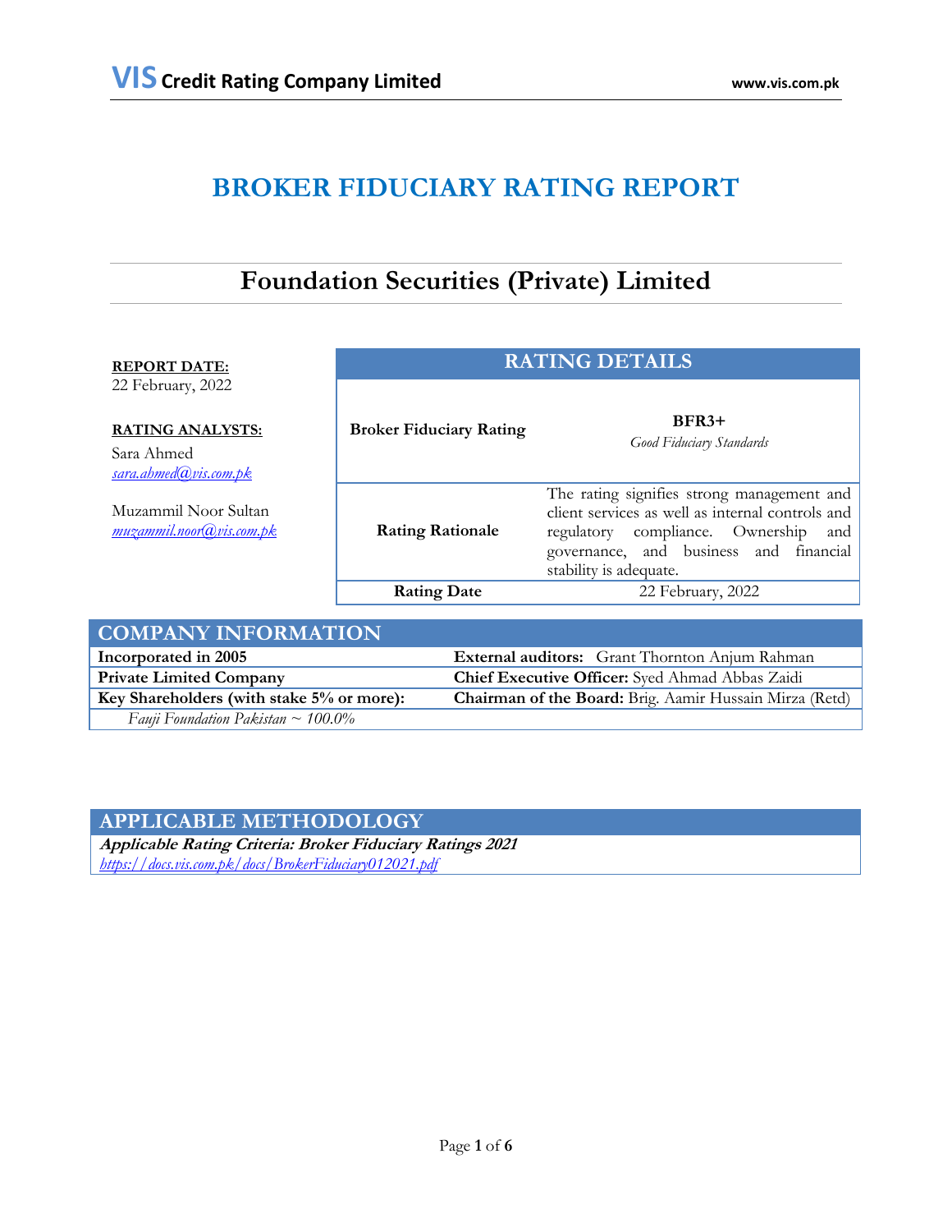# BROKER FIDUCIARY RATING REPORT

## Foundation Securities (Private) Limited

**REPORT DATE:**
22 February, 2022

**RATING ANALYSTS:**

Sara Ahmed
*sara.ahmed@vis.com.pk*

Muzammil Noor Sultan
*muzammil.noor@vis.com.pk*

| RATING DETAILS | |
|---|---|
| **Broker Fiduciary Rating** | **BFR3+** *Good Fiduciary Standards* |
| **Rating Rationale** | The rating signifies strong management and client services as well as internal controls and regulatory compliance. Ownership and governance, and business and financial stability is adequate. |
| **Rating Date** | 22 February, 2022 |

| COMPANY INFORMATION | |
|---|---|
| **Incorporated in 2005** | **External auditors:** Grant Thornton Anjum Rahman |
| **Private Limited Company** | **Chief Executive Officer:** Syed Ahmad Abbas Zaidi |
| **Key Shareholders (with stake 5% or more):** | **Chairman of the Board:** Brig. Aamir Hussain Mirza (Retd) |
| *Fauji Foundation Pakistan ~ 100.0%* | |

| APPLICABLE METHODOLOGY |
|---|
| ***Applicable Rating Criteria: Broker Fiduciary Ratings 2021*** *https://docs.vis.com.pk/docs/BrokerFiduciary012021.pdf* |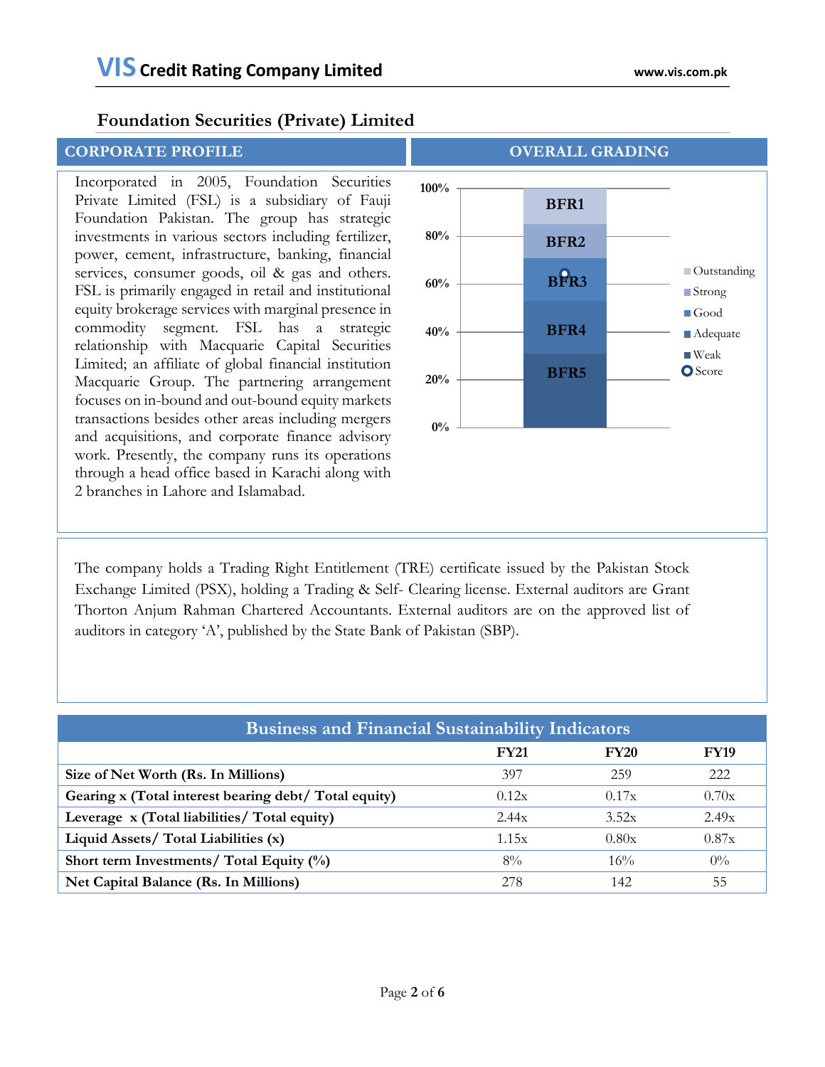# Foundation Securities (Private) Limited

## CORPORATE PROFILE

Incorporated in 2005, Foundation Securities Private Limited (FSL) is a subsidiary of Fauji Foundation Pakistan. The group has strategic investments in various sectors including fertilizer, power, cement, infrastructure, banking, financial services, consumer goods, oil & gas and others. FSL is primarily engaged in retail and institutional equity brokerage services with marginal presence in commodity segment. FSL has a strategic relationship with Macquarie Capital Securities Limited; an affiliate of global financial institution Macquarie Group. The partnering arrangement focuses on in-bound and out-bound equity markets transactions besides other areas including mergers and acquisitions, and corporate finance advisory work. Presently, the company runs its operations through a head office based in Karachi along with 2 branches in Lahore and Islamabad.

## OVERALL GRADING

| Band | Grade |
|---|---|
| BFR1 | Outstanding |
| BFR2 | Strong |
| BFR3 | Good |
| BFR4 | Adequate |
| BFR5 | Weak |

Score: BFR3 (approx. 65%)

The company holds a Trading Right Entitlement (TRE) certificate issued by the Pakistan Stock Exchange Limited (PSX), holding a Trading & Self- Clearing license. External auditors are Grant Thornton Anjum Rahman Chartered Accountants. External auditors are on the approved list of auditors in category 'A', published by the State Bank of Pakistan (SBP).

## Business and Financial Sustainability Indicators

| | FY21 | FY20 | FY19 |
|---|---|---|---|
| **Size of Net Worth (Rs. In Millions)** | 397 | 259 | 222 |
| **Gearing x (Total interest bearing debt/ Total equity)** | 0.12x | 0.17x | 0.70x |
| **Leverage x (Total liabilities/ Total equity)** | 2.44x | 3.52x | 2.49x |
| **Liquid Assets/ Total Liabilities (x)** | 1.15x | 0.80x | 0.87x |
| **Short term Investments/ Total Equity (%)** | 8% | 16% | 0% |
| **Net Capital Balance (Rs. In Millions)** | 278 | 142 | 55 |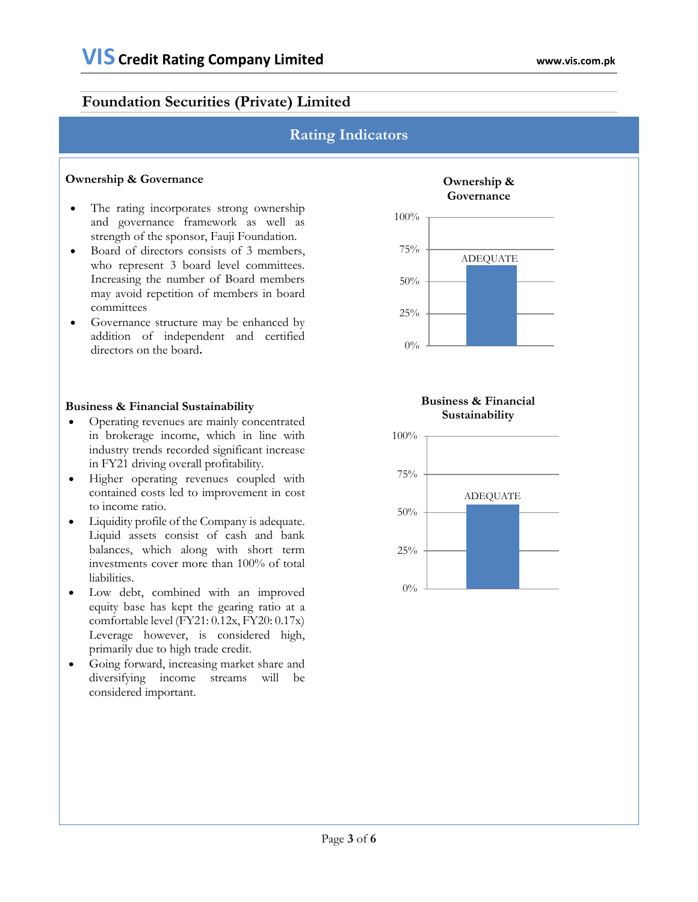## Foundation Securities (Private) Limited

## Rating Indicators

### Ownership & Governance

- The rating incorporates strong ownership and governance framework as well as strength of the sponsor, Fauji Foundation.
- Board of directors consists of 3 members, who represent 3 board level committees. Increasing the number of Board members may avoid repetition of members in board committees
- Governance structure may be enhanced by addition of independent and certified directors on the board**.**

**Ownership & Governance**

| Indicator | Assessment |
|---|---|
| Ownership & Governance | ADEQUATE |

### Business & Financial Sustainability

- Operating revenues are mainly concentrated in brokerage income, which in line with industry trends recorded significant increase in FY21 driving overall profitability.
- Higher operating revenues coupled with contained costs led to improvement in cost to income ratio.
- Liquidity profile of the Company is adequate. Liquid assets consist of cash and bank balances, which along with short term investments cover more than 100% of total liabilities.
- Low debt, combined with an improved equity base has kept the gearing ratio at a comfortable level (FY21: 0.12x, FY20: 0.17x) Leverage however, is considered high, primarily due to high trade credit.
- Going forward, increasing market share and diversifying income streams will be considered important.

**Business & Financial Sustainability**

| Indicator | Assessment |
|---|---|
| Business & Financial Sustainability | ADEQUATE |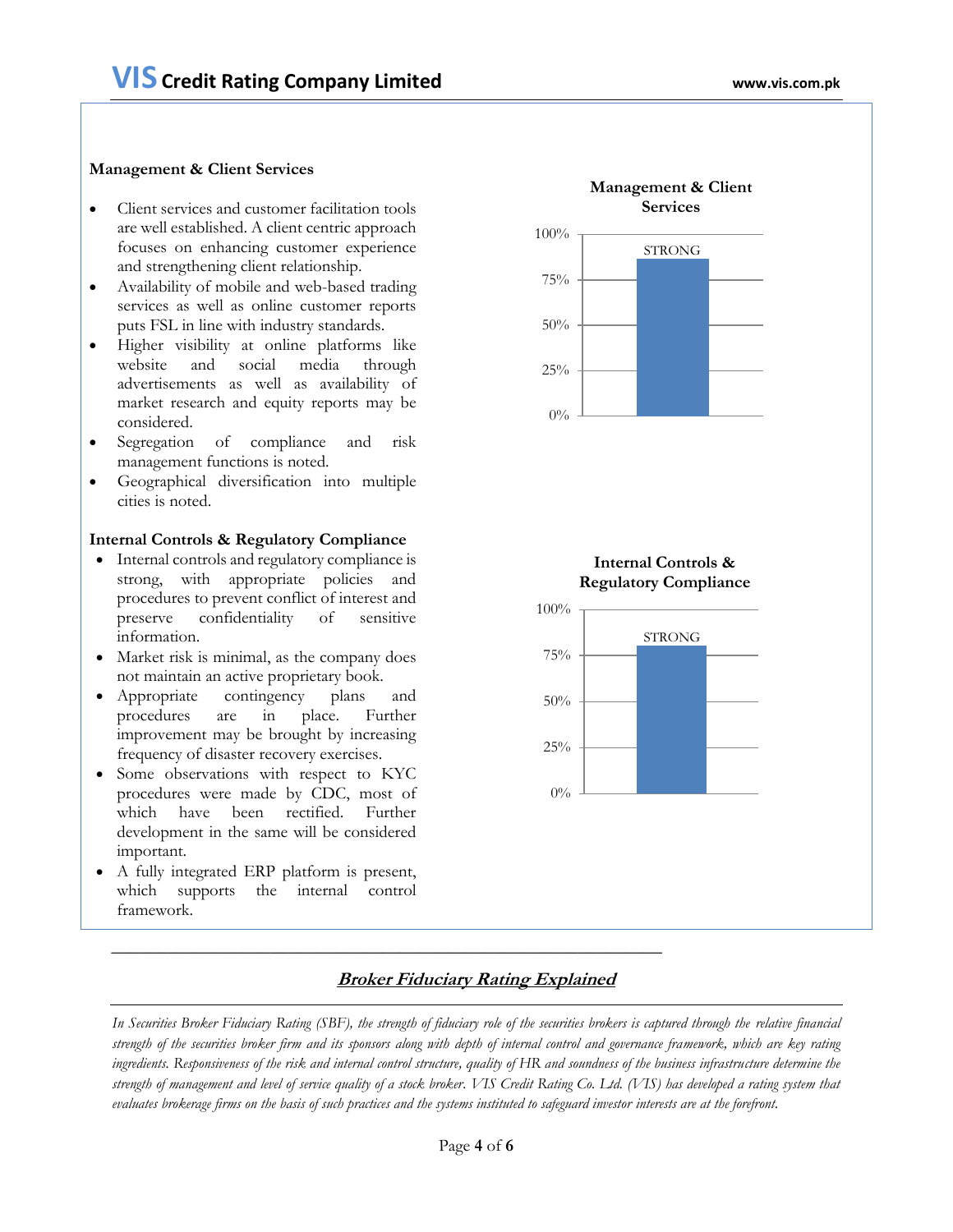**Management & Client Services**

- Client services and customer facilitation tools are well established. A client centric approach focuses on enhancing customer experience and strengthening client relationship.
- Availability of mobile and web-based trading services as well as online customer reports puts FSL in line with industry standards.
- Higher visibility at online platforms like website and social media through advertisements as well as availability of market research and equity reports may be considered.
- Segregation of compliance and risk management functions is noted.
- Geographical diversification into multiple cities is noted.

**Management & Client Services**

100%
75%
50%
25%
0%

STRONG

**Internal Controls & Regulatory Compliance**

- Internal controls and regulatory compliance is strong, with appropriate policies and procedures to prevent conflict of interest and preserve confidentiality of sensitive information.
- Market risk is minimal, as the company does not maintain an active proprietary book.
- Appropriate contingency plans and procedures are in place. Further improvement may be brought by increasing frequency of disaster recovery exercises.
- Some observations with respect to KYC procedures were made by CDC, most of which have been rectified. Further development in the same will be considered important.
- A fully integrated ERP platform is present, which supports the internal control framework.

**Internal Controls & Regulatory Compliance**

100%
75%
50%
25%
0%

STRONG

## ***Broker Fiduciary Rating Explained***

*In Securities Broker Fiduciary Rating (SBF), the strength of fiduciary role of the securities brokers is captured through the relative financial strength of the securities broker firm and its sponsors along with depth of internal control and governance framework, which are key rating ingredients. Responsiveness of the risk and internal control structure, quality of HR and soundness of the business infrastructure determine the strength of management and level of service quality of a stock broker. VIS Credit Rating Co. Ltd. (VIS) has developed a rating system that evaluates brokerage firms on the basis of such practices and the systems instituted to safeguard investor interests are at the forefront.*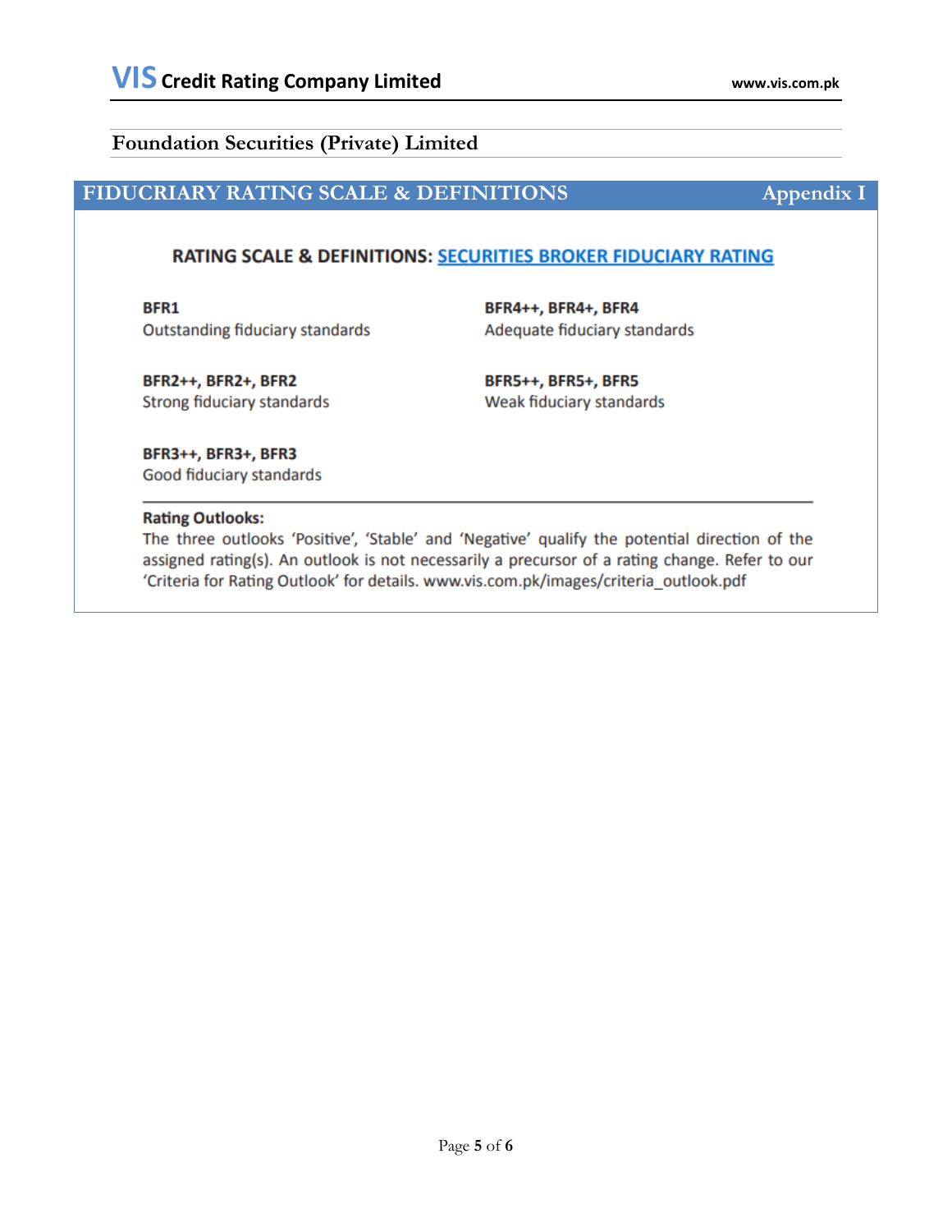## Foundation Securities (Private) Limited

## FIDUCRIARY RATING SCALE & DEFINITIONS — Appendix I

### RATING SCALE & DEFINITIONS: SECURITIES BROKER FIDUCIARY RATING

**BFR1**
Outstanding fiduciary standards

**BFR2++, BFR2+, BFR2**
Strong fiduciary standards

**BFR3++, BFR3+, BFR3**
Good fiduciary standards

**BFR4++, BFR4+, BFR4**
Adequate fiduciary standards

**BFR5++, BFR5+, BFR5**
Weak fiduciary standards

---

**Rating Outlooks:**
The three outlooks 'Positive', 'Stable' and 'Negative' qualify the potential direction of the assigned rating(s). An outlook is not necessarily a precursor of a rating change. Refer to our 'Criteria for Rating Outlook' for details. www.vis.com.pk/images/criteria_outlook.pdf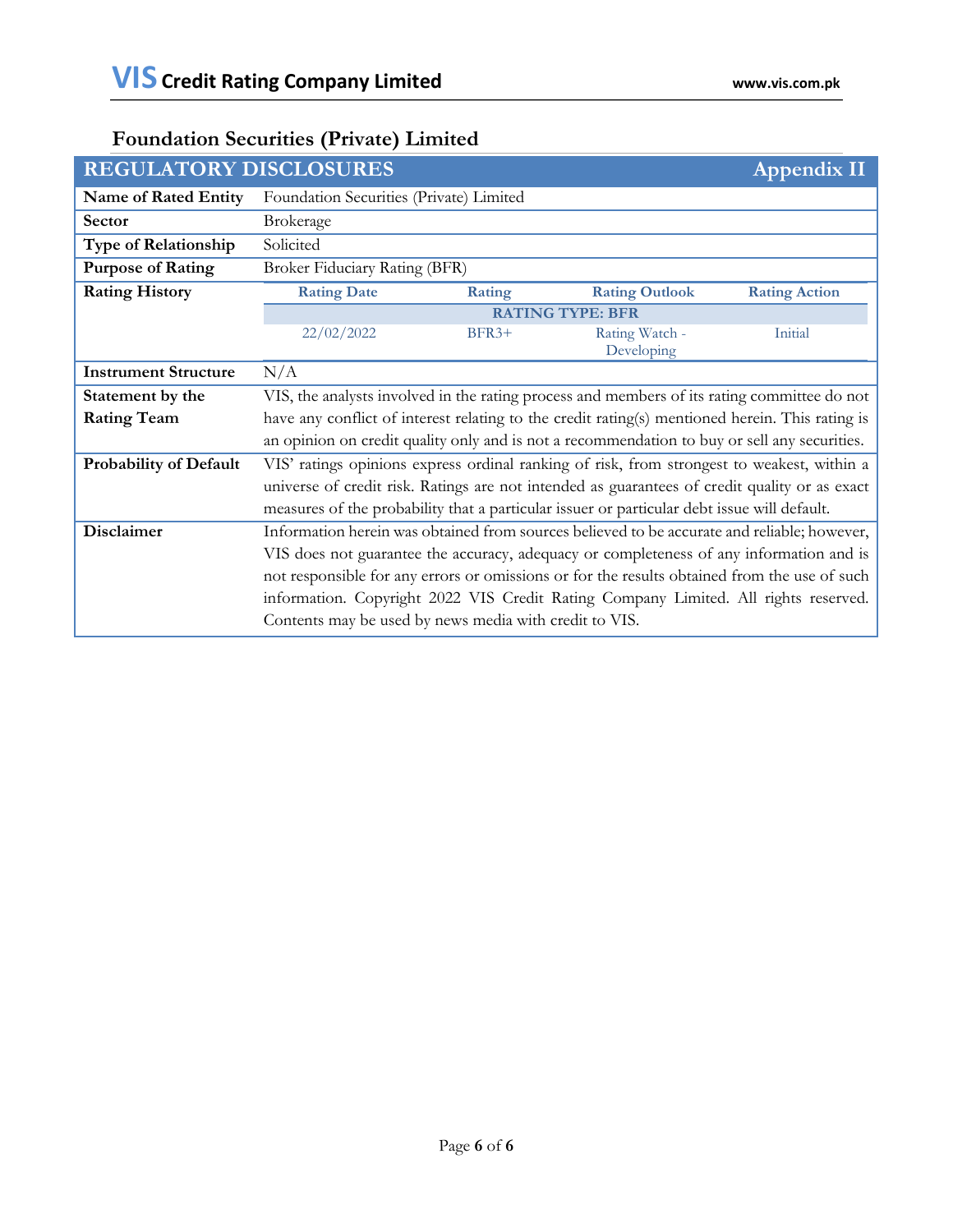## Foundation Securities (Private) Limited

| REGULATORY DISCLOSURES | | | | Appendix II |
|---|---|---|---|---|
| **Name of Rated Entity** | Foundation Securities (Private) Limited | | | |
| **Sector** | Brokerage | | | |
| **Type of Relationship** | Solicited | | | |
| **Purpose of Rating** | Broker Fiduciary Rating (BFR) | | | |
| **Rating History** | Rating Date | Rating | Rating Outlook | Rating Action |
| | RATING TYPE: BFR | | | |
| | 22/02/2022 | BFR3+ | Rating Watch - Developing | Initial |
| **Instrument Structure** | N/A | | | |
| **Statement by the Rating Team** | VIS, the analysts involved in the rating process and members of its rating committee do not have any conflict of interest relating to the credit rating(s) mentioned herein. This rating is an opinion on credit quality only and is not a recommendation to buy or sell any securities. | | | |
| **Probability of Default** | VIS' ratings opinions express ordinal ranking of risk, from strongest to weakest, within a universe of credit risk. Ratings are not intended as guarantees of credit quality or as exact measures of the probability that a particular issuer or particular debt issue will default. | | | |
| **Disclaimer** | Information herein was obtained from sources believed to be accurate and reliable; however, VIS does not guarantee the accuracy, adequacy or completeness of any information and is not responsible for any errors or omissions or for the results obtained from the use of such information. Copyright 2022 VIS Credit Rating Company Limited. All rights reserved. Contents may be used by news media with credit to VIS. | | | |